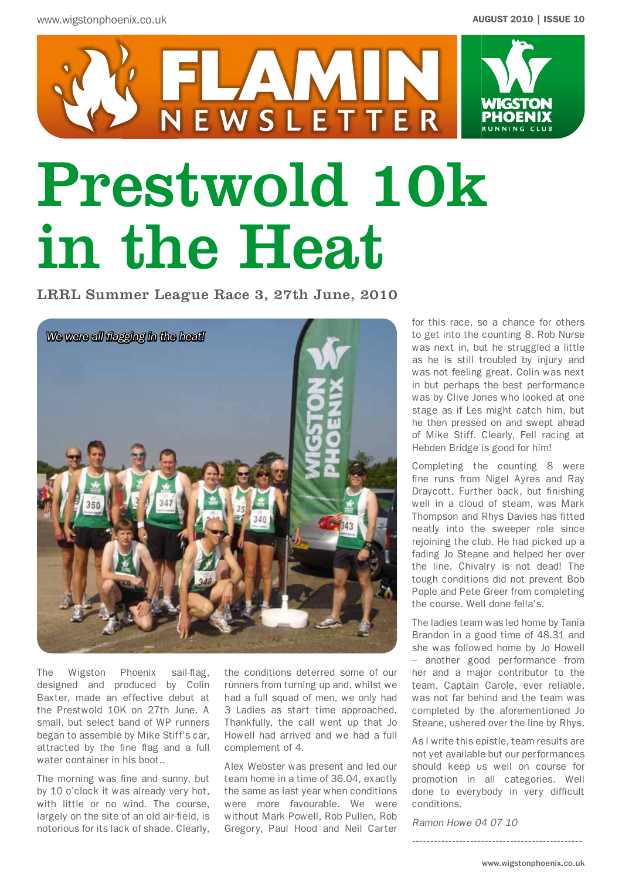# Prestwold 10k in the Heat

## LRRL Summer League Race 3, 27th June, 2010

We were all flagging in the heat!

The Wigston Phoenix sail-flag, designed and produced by Colin Baxter, made an effective debut at the Prestwold 10K on 27th June. A small, but select band of WP runners began to assemble by Mike Stiff's car, attracted by the fine flag and a full water container in his boot..

The morning was fine and sunny, but by 10 o'clock it was already very hot, with little or no wind. The course, largely on the site of an old air-field, is notorious for its lack of shade. Clearly, the conditions deterred some of our runners from turning up and, whilst we had a full squad of men, we only had 3 Ladies as start time approached. Thankfully, the call went up that Jo Howell had arrived and we had a full complement of 4.

Alex Webster was present and led our team home in a time of 36.04, exactly the same as last year when conditions were more favourable. We were without Mark Powell, Rob Pullen, Rob Gregory, Paul Hood and Neil Carter for this race, so a chance for others to get into the counting 8. Rob Nurse was next in, but he struggled a little as he is still troubled by injury and was not feeling great. Colin was next in but perhaps the best performance was by Clive Jones who looked at one stage as if Les might catch him, but he then pressed on and swept ahead of Mike Stiff. Clearly, Fell racing at Hebden Bridge is good for him!

Completing the counting 8 were fine runs from Nigel Ayres and Ray Draycott. Further back, but finishing well in a cloud of steam, was Mark Thompson and Rhys Davies has fitted neatly into the sweeper role since rejoining the club. He had picked up a fading Jo Steane and helped her over the line. Chivalry is not dead! The tough conditions did not prevent Bob Pople and Pete Greer from completing the course. Well done fella's.

The ladies team was led home by Tania Brandon in a good time of 48.31 and she was followed home by Jo Howell – another good performance from her and a major contributor to the team. Captain Carole, ever reliable, was not far behind and the team was completed by the aforementioned Jo Steane, ushered over the line by Rhys.

As I write this epistle, team results are not yet available but our performances should keep us well on course for promotion in all categories. Well done to everybody in very difficult conditions.

*Ramon Howe 04 07 10*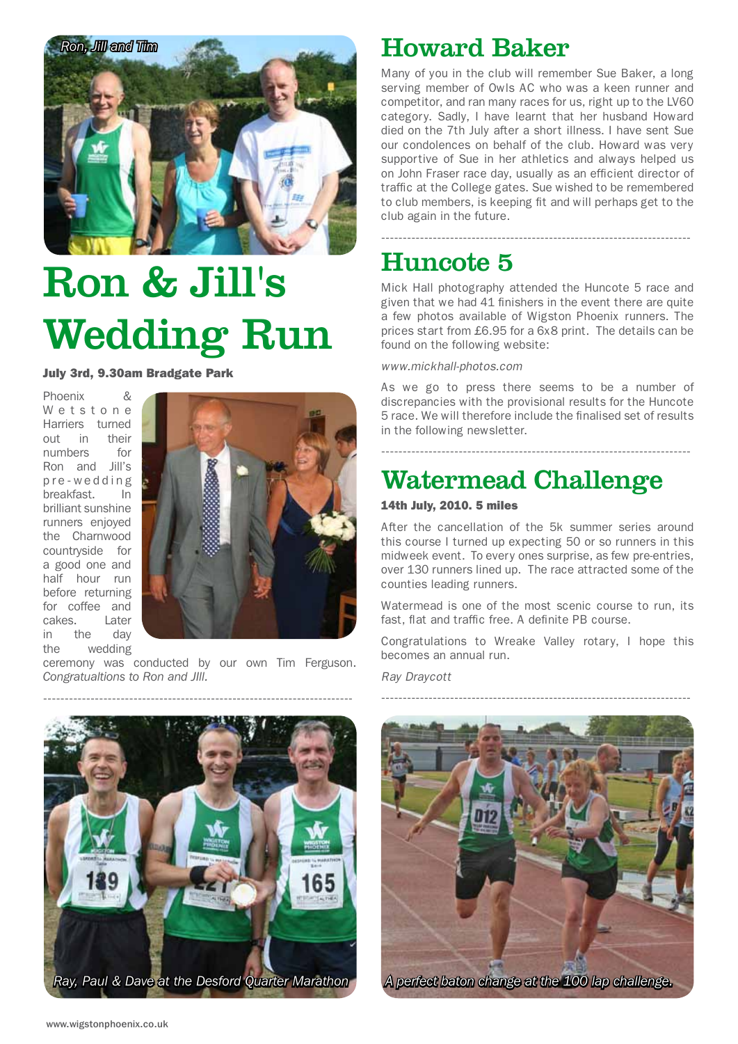Ron, Jill and Tim

# Ron & Jill's Wedding Run

**July 3rd, 9.30am Bradgate Park**

Phoenix & Wetstone Harriers turned out in their numbers for Ron and Jill's pre-wedding breakfast. In brilliant sunshine runners enjoyed the Charnwood countryside for a good one and half hour run before returning for coffee and cakes. Later in the day the wedding ceremony was conducted by our own Tim Ferguson. *Congratualtions to Ron and JIll.*

Ray, Paul & Dave at the Desford Quarter Marathon

# Howard Baker

Many of you in the club will remember Sue Baker, a long serving member of Owls AC who was a keen runner and competitor, and ran many races for us, right up to the LV60 category. Sadly, I have learnt that her husband Howard died on the 7th July after a short illness. I have sent Sue our condolences on behalf of the club. Howard was very supportive of Sue in her athletics and always helped us on John Fraser race day, usually as an efficient director of traffic at the College gates. Sue wished to be remembered to club members, is keeping fit and will perhaps get to the club again in the future.

# Huncote 5

Mick Hall photography attended the Huncote 5 race and given that we had 41 finishers in the event there are quite a few photos available of Wigston Phoenix runners. The prices start from £6.95 for a 6x8 print. The details can be found on the following website:

*www.mickhall-photos.com*

As we go to press there seems to be a number of discrepancies with the provisional results for the Huncote 5 race. We will therefore include the finalised set of results in the following newsletter.

# Watermead Challenge

**14th July, 2010. 5 miles**

After the cancellation of the 5k summer series around this course I turned up expecting 50 or so runners in this midweek event. To every ones surprise, as few pre-entries, over 130 runners lined up. The race attracted some of the counties leading runners.

Watermead is one of the most scenic course to run, its fast, flat and traffic free. A definite PB course.

Congratulations to Wreake Valley rotary, I hope this becomes an annual run.

*Ray Draycott*

A perfect baton change at the 100 lap challenge.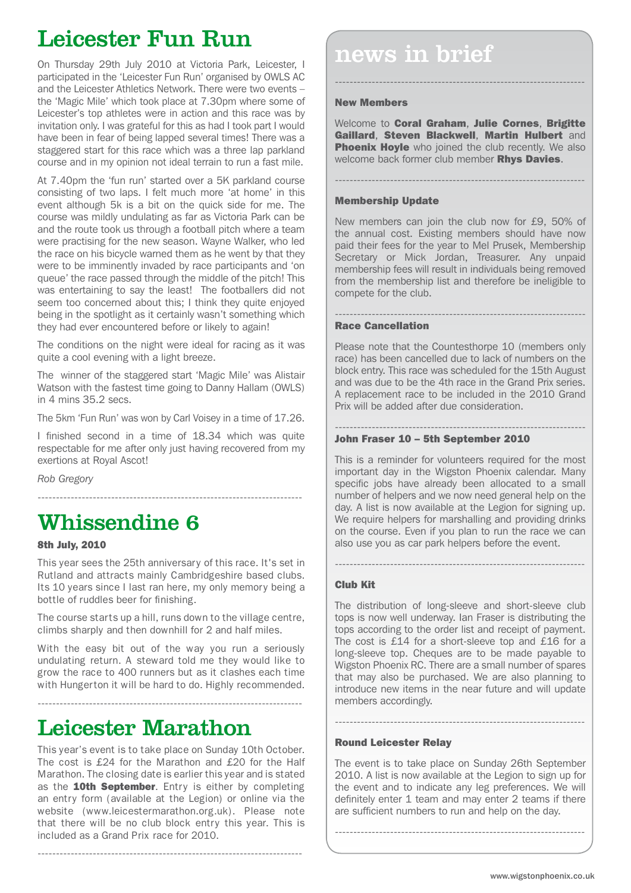# Leicester Fun Run

On Thursday 29th July 2010 at Victoria Park, Leicester, I participated in the 'Leicester Fun Run' organised by OWLS AC and the Leicester Athletics Network. There were two events – the 'Magic Mile' which took place at 7.30pm where some of Leicester's top athletes were in action and this race was by invitation only. I was grateful for this as had I took part I would have been in fear of being lapped several times! There was a staggered start for this race which was a three lap parkland course and in my opinion not ideal terrain to run a fast mile.

At 7.40pm the 'fun run' started over a 5K parkland course consisting of two laps. I felt much more 'at home' in this event although 5k is a bit on the quick side for me. The course was mildly undulating as far as Victoria Park can be and the route took us through a football pitch where a team were practising for the new season. Wayne Walker, who led the race on his bicycle warned them as he went by that they were to be imminently invaded by race participants and 'on queue' the race passed through the middle of the pitch! This was entertaining to say the least! The footballers did not seem too concerned about this; I think they quite enjoyed being in the spotlight as it certainly wasn't something which they had ever encountered before or likely to again!

The conditions on the night were ideal for racing as it was quite a cool evening with a light breeze.

The winner of the staggered start 'Magic Mile' was Alistair Watson with the fastest time going to Danny Hallam (OWLS) in 4 mins 35.2 secs.

The 5km 'Fun Run' was won by Carl Voisey in a time of 17.26.

I finished second in a time of 18.34 which was quite respectable for me after only just having recovered from my exertions at Royal Ascot!

*Rob Gregory*

---

# Whissendine 6

#### 8th July, 2010

This year sees the 25th anniversary of this race. It's set in Rutland and attracts mainly Cambridgeshire based clubs. Its 10 years since I last ran here, my only memory being a bottle of ruddles beer for finishing.

The course starts up a hill, runs down to the village centre, climbs sharply and then downhill for 2 and half miles.

With the easy bit out of the way you run a seriously undulating return. A steward told me they would like to grow the race to 400 runners but as it clashes each time with Hungerton it will be hard to do. Highly recommended.

---

# Leicester Marathon

This year's event is to take place on Sunday 10th October. The cost is £24 for the Marathon and £20 for the Half Marathon. The closing date is earlier this year and is stated as the **10th September**. Entry is either by completing an entry form (available at the Legion) or online via the website (www.leicestermarathon.org.uk). Please note that there will be no club block entry this year. This is included as a Grand Prix race for 2010.

---

# news in brief

---

#### New Members

Welcome to **Coral Graham**, **Julie Cornes**, **Brigitte Gaillard**, **Steven Blackwell**, **Martin Hulbert** and **Phoenix Hoyle** who joined the club recently. We also welcome back former club member **Rhys Davies**.

---

#### Membership Update

New members can join the club now for £9, 50% of the annual cost. Existing members should have now paid their fees for the year to Mel Prusek, Membership Secretary or Mick Jordan, Treasurer. Any unpaid membership fees will result in individuals being removed from the membership list and therefore be ineligible to compete for the club.

---

#### Race Cancellation

Please note that the Countesthorpe 10 (members only race) has been cancelled due to lack of numbers on the block entry. This race was scheduled for the 15th August and was due to be the 4th race in the Grand Prix series. A replacement race to be included in the 2010 Grand Prix will be added after due consideration.

---

#### John Fraser 10 – 5th September 2010

This is a reminder for volunteers required for the most important day in the Wigston Phoenix calendar. Many specific jobs have already been allocated to a small number of helpers and we now need general help on the day. A list is now available at the Legion for signing up. We require helpers for marshalling and providing drinks on the course. Even if you plan to run the race we can also use you as car park helpers before the event.

---

#### Club Kit

The distribution of long-sleeve and short-sleeve club tops is now well underway. Ian Fraser is distributing the tops according to the order list and receipt of payment. The cost is £14 for a short-sleeve top and £16 for a long-sleeve top. Cheques are to be made payable to Wigston Phoenix RC. There are a small number of spares that may also be purchased. We are also planning to introduce new items in the near future and will update members accordingly.

---

#### Round Leicester Relay

The event is to take place on Sunday 26th September 2010. A list is now available at the Legion to sign up for the event and to indicate any leg preferences. We will definitely enter 1 team and may enter 2 teams if there are sufficient numbers to run and help on the day.

---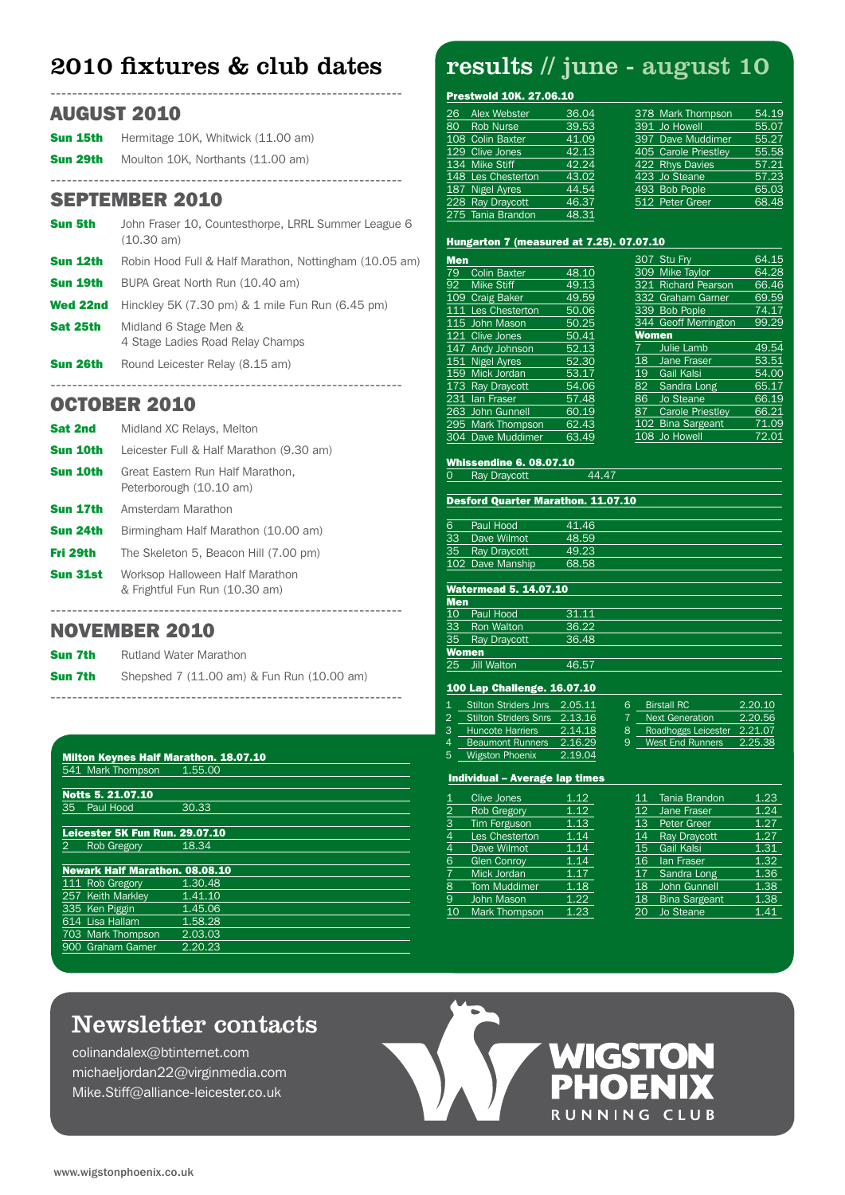# 2010 fixtures & club dates

## AUGUST 2010

| | |
|---|---|
| **Sun 15th** | Hermitage 10K, Whitwick (11.00 am) |
| **Sun 29th** | Moulton 10K, Northants (11.00 am) |

## SEPTEMBER 2010

| | |
|---|---|
| **Sun 5th** | John Fraser 10, Countesthorpe, LRRL Summer League 6 (10.30 am) |
| **Sun 12th** | Robin Hood Full & Half Marathon, Nottingham (10.05 am) |
| **Sun 19th** | BUPA Great North Run (10.40 am) |
| **Wed 22nd** | Hinckley 5K (7.30 pm) & 1 mile Fun Run (6.45 pm) |
| **Sat 25th** | Midland 6 Stage Men & 4 Stage Ladies Road Relay Champs |
| **Sun 26th** | Round Leicester Relay (8.15 am) |

## OCTOBER 2010

| | |
|---|---|
| **Sat 2nd** | Midland XC Relays, Melton |
| **Sun 10th** | Leicester Full & Half Marathon (9.30 am) |
| **Sun 10th** | Great Eastern Run Half Marathon, Peterborough (10.10 am) |
| **Sun 17th** | Amsterdam Marathon |
| **Sun 24th** | Birmingham Half Marathon (10.00 am) |
| **Fri 29th** | The Skeleton 5, Beacon Hill (7.00 pm) |
| **Sun 31st** | Worksop Halloween Half Marathon & Frightful Fun Run (10.30 am) |

## NOVEMBER 2010

| | |
|---|---|
| **Sun 7th** | Rutland Water Marathon |
| **Sun 7th** | Shepshed 7 (11.00 am) & Fun Run (10.00 am) |

# results // june - august 10

### Prestwold 10K. 27.06.10

| | | |
|---|---|---|
| 26 | Alex Webster | 36.04 |
| 80 | Rob Nurse | 39.53 |
| 108 | Colin Baxter | 41.09 |
| 129 | Clive Jones | 42.13 |
| 134 | Mike Stiff | 42.24 |
| 148 | Les Chesterton | 43.02 |
| 187 | Nigel Ayres | 44.54 |
| 228 | Ray Draycott | 46.37 |
| 275 | Tania Brandon | 48.31 |
| 378 | Mark Thompson | 54.19 |
| 391 | Jo Howell | 55.07 |
| 397 | Dave Muddimer | 55.27 |
| 405 | Carole Priestley | 55.58 |
| 422 | Rhys Davies | 57.21 |
| 423 | Jo Steane | 57.23 |
| 493 | Bob Pople | 65.03 |
| 512 | Peter Greer | 68.48 |

### Hungarton 7 (measured at 7.25). 07.07.10

**Men**

| | | |
|---|---|---|
| 79 | Colin Baxter | 48.10 |
| 92 | Mike Stiff | 49.13 |
| 109 | Craig Baker | 49.59 |
| 111 | Les Chesterton | 50.06 |
| 115 | John Mason | 50.25 |
| 121 | Clive Jones | 50.41 |
| 147 | Andy Johnson | 52.13 |
| 151 | Nigel Ayres | 52.30 |
| 159 | Mick Jordan | 53.17 |
| 173 | Ray Draycott | 54.06 |
| 231 | Ian Fraser | 57.48 |
| 263 | John Gunnell | 60.19 |
| 295 | Mark Thompson | 62.43 |
| 304 | Dave Muddimer | 63.49 |
| 307 | Stu Fry | 64.15 |
| 309 | Mike Taylor | 64.28 |
| 321 | Richard Pearson | 66.46 |
| 332 | Graham Garner | 69.59 |
| 339 | Bob Pople | 74.17 |
| 344 | Geoff Merrington | 99.29 |

**Women**

| | | |
|---|---|---|
| 7 | Julie Lamb | 49.54 |
| 18 | Jane Fraser | 53.51 |
| 19 | Gail Kalsi | 54.00 |
| 82 | Sandra Long | 65.17 |
| 86 | Jo Steane | 66.19 |
| 87 | Carole Priestley | 66.21 |
| 102 | Bina Sargeant | 71.09 |
| 108 | Jo Howell | 72.01 |

### Whissendine 6. 08.07.10

| | | |
|---|---|---|
| 0 | Ray Draycott | 44.47 |

### Desford Quarter Marathon. 11.07.10

| | | |
|---|---|---|
| 6 | Paul Hood | 41.46 |
| 33 | Dave Wilmot | 48.59 |
| 35 | Ray Draycott | 49.23 |
| 102 | Dave Manship | 68.58 |

### Watermead 5. 14.07.10

**Men**

| | | |
|---|---|---|
| 10 | Paul Hood | 31.11 |
| 33 | Ron Walton | 36.22 |
| 35 | Ray Draycott | 36.48 |

**Women**

| | | |
|---|---|---|
| 25 | Jill Walton | 46.57 |

### 100 Lap Challenge. 16.07.10

| | | |
|---|---|---|
| 1 | Stilton Striders Jnrs | 2.05.11 |
| 2 | Stilton Striders Snrs | 2.13.16 |
| 3 | Huncote Harriers | 2.14.18 |
| 4 | Beaumont Runners | 2.16.29 |
| 5 | Wigston Phoenix | 2.19.04 |
| 6 | Birstall RC | 2.20.10 |
| 7 | Next Generation | 2.20.56 |
| 8 | Roadhoggs Leicester | 2.21.07 |
| 9 | West End Runners | 2.25.38 |

**Individual – Average lap times**

| | | |
|---|---|---|
| 1 | Clive Jones | 1.12 |
| 2 | Rob Gregory | 1.12 |
| 3 | Tim Ferguson | 1.13 |
| 4 | Les Chesterton | 1.14 |
| 4 | Dave Wilmot | 1.14 |
| 6 | Glen Conroy | 1.14 |
| 7 | Mick Jordan | 1.17 |
| 8 | Tom Muddimer | 1.18 |
| 9 | John Mason | 1.22 |
| 10 | Mark Thompson | 1.23 |
| 11 | Tania Brandon | 1.23 |
| 12 | Jane Fraser | 1.24 |
| 13 | Peter Greer | 1.27 |
| 14 | Ray Draycott | 1.27 |
| 15 | Gail Kalsi | 1.31 |
| 16 | Ian Fraser | 1.32 |
| 17 | Sandra Long | 1.36 |
| 18 | John Gunnell | 1.38 |
| 18 | Bina Sargeant | 1.38 |
| 20 | Jo Steane | 1.41 |

### Milton Keynes Half Marathon. 18.07.10

| | | |
|---|---|---|
| 541 | Mark Thompson | 1.55.00 |

### Notts 5. 21.07.10

| | | |
|---|---|---|
| 35 | Paul Hood | 30.33 |

### Leicester 5K Fun Run. 29.07.10

| | | |
|---|---|---|
| 2 | Rob Gregory | 18.34 |

### Newark Half Marathon. 08.08.10

| | | |
|---|---|---|
| 111 | Rob Gregory | 1.30.48 |
| 257 | Keith Markley | 1.41.10 |
| 335 | Ken Piggin | 1.45.06 |
| 614 | Lisa Hallam | 1.58.28 |
| 703 | Mark Thompson | 2.03.03 |
| 900 | Graham Garner | 2.20.23 |

# Newsletter contacts

colinandalex@btinternet.com
michaeljordan22@virginmedia.com
Mike.Stiff@alliance-leicester.co.uk

WIGSTON PHOENIX RUNNING CLUB

www.wigstonphoenix.co.uk